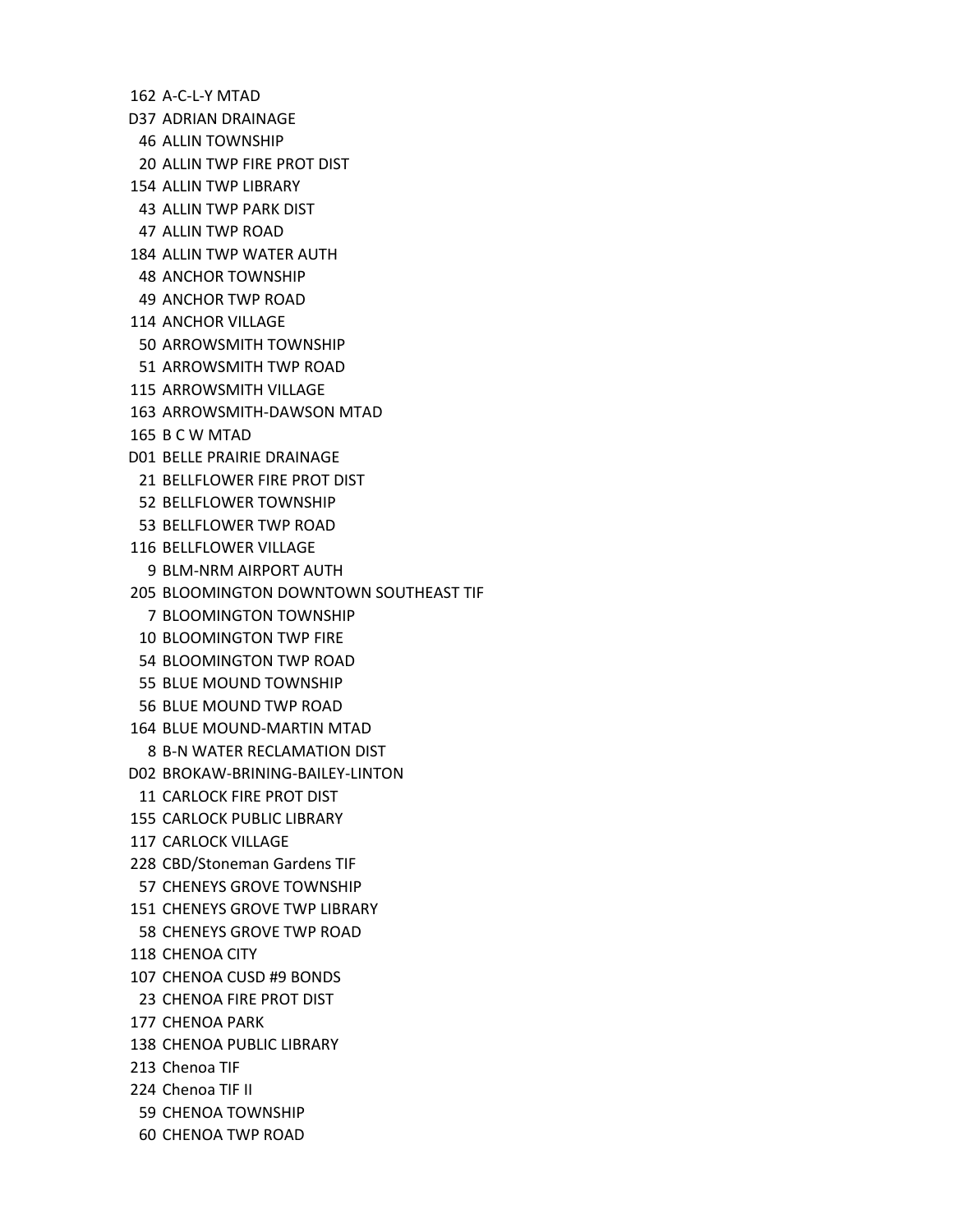162 A-C-L-Y MTAD
D37 ADRIAN DRAINAGE
46 ALLIN TOWNSHIP
20 ALLIN TWP FIRE PROT DIST
154 ALLIN TWP LIBRARY
43 ALLIN TWP PARK DIST
47 ALLIN TWP ROAD
184 ALLIN TWP WATER AUTH
48 ANCHOR TOWNSHIP
49 ANCHOR TWP ROAD
114 ANCHOR VILLAGE
50 ARROWSMITH TOWNSHIP
51 ARROWSMITH TWP ROAD
115 ARROWSMITH VILLAGE
163 ARROWSMITH-DAWSON MTAD
165 B C W MTAD
D01 BELLE PRAIRIE DRAINAGE
21 BELLFLOWER FIRE PROT DIST
52 BELLFLOWER TOWNSHIP
53 BELLFLOWER TWP ROAD
116 BELLFLOWER VILLAGE
9 BLM-NRM AIRPORT AUTH
205 BLOOMINGTON DOWNTOWN SOUTHEAST TIF
7 BLOOMINGTON TOWNSHIP
10 BLOOMINGTON TWP FIRE
54 BLOOMINGTON TWP ROAD
55 BLUE MOUND TOWNSHIP
56 BLUE MOUND TWP ROAD
164 BLUE MOUND-MARTIN MTAD
8 B-N WATER RECLAMATION DIST
D02 BROKAW-BRINING-BAILEY-LINTON
11 CARLOCK FIRE PROT DIST
155 CARLOCK PUBLIC LIBRARY
117 CARLOCK VILLAGE
228 CBD/Stoneman Gardens TIF
57 CHENEYS GROVE TOWNSHIP
151 CHENEYS GROVE TWP LIBRARY
58 CHENEYS GROVE TWP ROAD
118 CHENOA CITY
107 CHENOA CUSD #9 BONDS
23 CHENOA FIRE PROT DIST
177 CHENOA PARK
138 CHENOA PUBLIC LIBRARY
213 Chenoa TIF
224 Chenoa TIF II
59 CHENOA TOWNSHIP
60 CHENOA TWP ROAD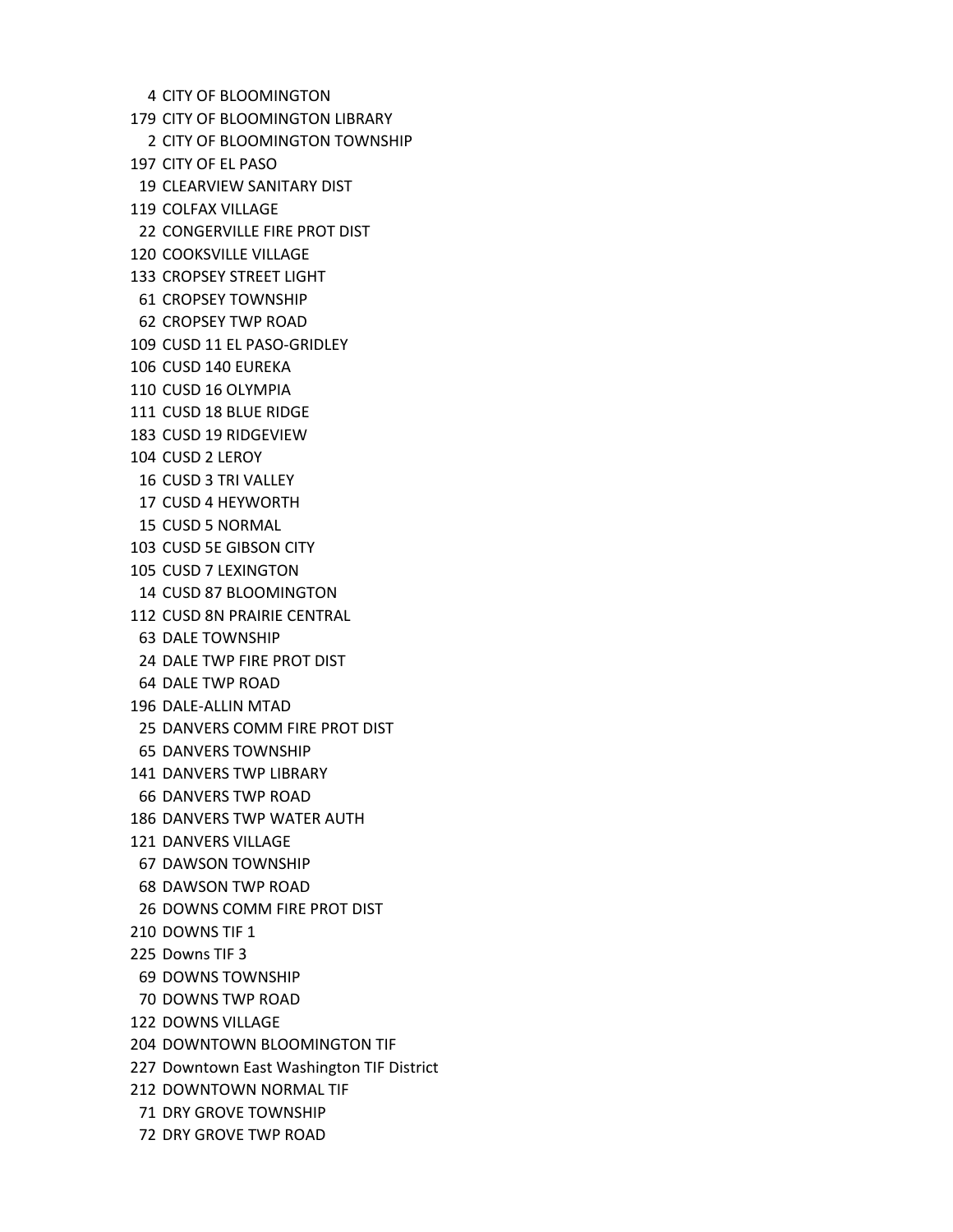4 CITY OF BLOOMINGTON
179 CITY OF BLOOMINGTON LIBRARY
2 CITY OF BLOOMINGTON TOWNSHIP
197 CITY OF EL PASO
19 CLEARVIEW SANITARY DIST
119 COLFAX VILLAGE
22 CONGERVILLE FIRE PROT DIST
120 COOKSVILLE VILLAGE
133 CROPSEY STREET LIGHT
61 CROPSEY TOWNSHIP
62 CROPSEY TWP ROAD
109 CUSD 11 EL PASO-GRIDLEY
106 CUSD 140 EUREKA
110 CUSD 16 OLYMPIA
111 CUSD 18 BLUE RIDGE
183 CUSD 19 RIDGEVIEW
104 CUSD 2 LEROY
16 CUSD 3 TRI VALLEY
17 CUSD 4 HEYWORTH
15 CUSD 5 NORMAL
103 CUSD 5E GIBSON CITY
105 CUSD 7 LEXINGTON
14 CUSD 87 BLOOMINGTON
112 CUSD 8N PRAIRIE CENTRAL
63 DALE TOWNSHIP
24 DALE TWP FIRE PROT DIST
64 DALE TWP ROAD
196 DALE-ALLIN MTAD
25 DANVERS COMM FIRE PROT DIST
65 DANVERS TOWNSHIP
141 DANVERS TWP LIBRARY
66 DANVERS TWP ROAD
186 DANVERS TWP WATER AUTH
121 DANVERS VILLAGE
67 DAWSON TOWNSHIP
68 DAWSON TWP ROAD
26 DOWNS COMM FIRE PROT DIST
210 DOWNS TIF 1
225 Downs TIF 3
69 DOWNS TOWNSHIP
70 DOWNS TWP ROAD
122 DOWNS VILLAGE
204 DOWNTOWN BLOOMINGTON TIF
227 Downtown East Washington TIF District
212 DOWNTOWN NORMAL TIF
71 DRY GROVE TOWNSHIP
72 DRY GROVE TWP ROAD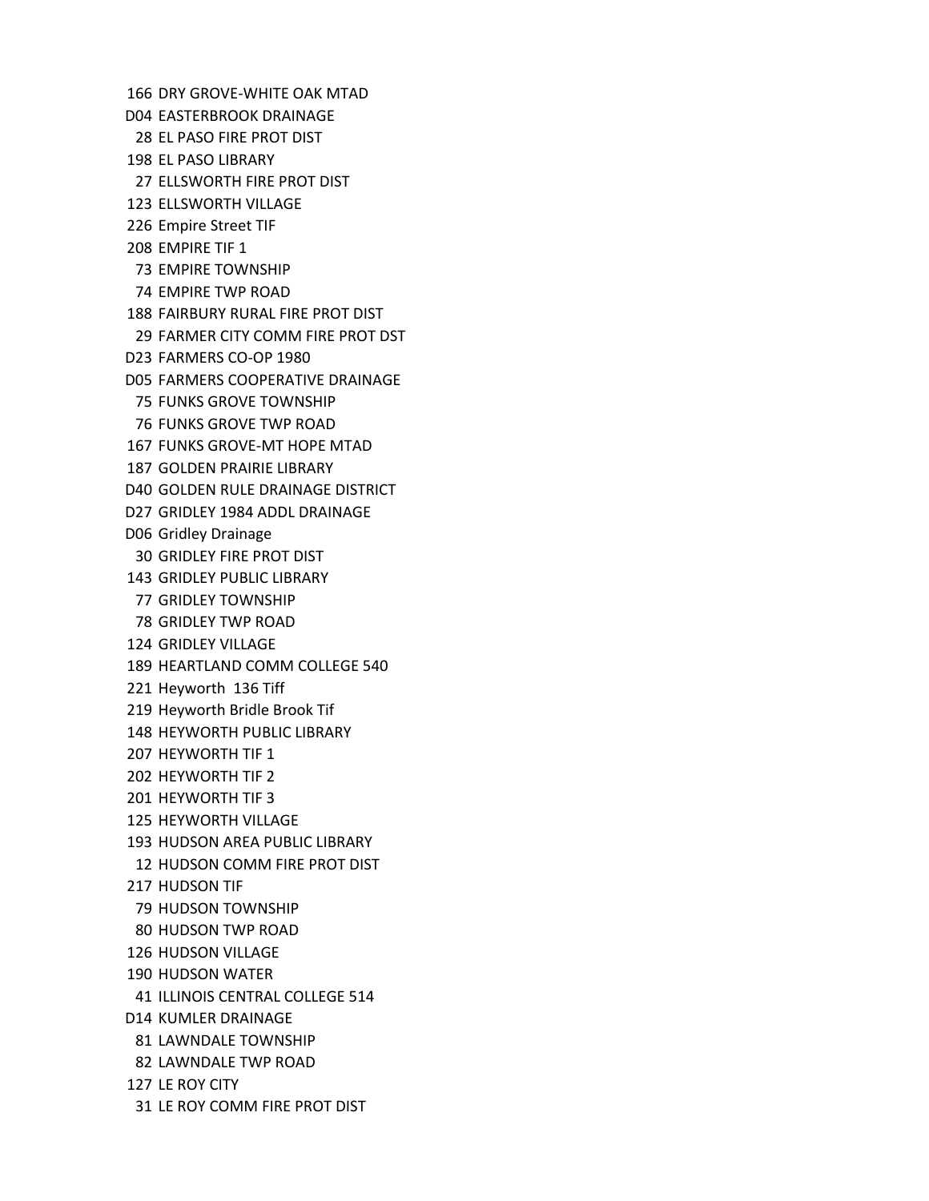166 DRY GROVE-WHITE OAK MTAD
D04 EASTERBROOK DRAINAGE
28 EL PASO FIRE PROT DIST
198 EL PASO LIBRARY
27 ELLSWORTH FIRE PROT DIST
123 ELLSWORTH VILLAGE
226 Empire Street TIF
208 EMPIRE TIF 1
73 EMPIRE TOWNSHIP
74 EMPIRE TWP ROAD
188 FAIRBURY RURAL FIRE PROT DIST
29 FARMER CITY COMM FIRE PROT DST
D23 FARMERS CO-OP 1980
D05 FARMERS COOPERATIVE DRAINAGE
75 FUNKS GROVE TOWNSHIP
76 FUNKS GROVE TWP ROAD
167 FUNKS GROVE-MT HOPE MTAD
187 GOLDEN PRAIRIE LIBRARY
D40 GOLDEN RULE DRAINAGE DISTRICT
D27 GRIDLEY 1984 ADDL DRAINAGE
D06 Gridley Drainage
30 GRIDLEY FIRE PROT DIST
143 GRIDLEY PUBLIC LIBRARY
77 GRIDLEY TOWNSHIP
78 GRIDLEY TWP ROAD
124 GRIDLEY VILLAGE
189 HEARTLAND COMM COLLEGE 540
221 Heyworth 136 Tiff
219 Heyworth Bridle Brook Tif
148 HEYWORTH PUBLIC LIBRARY
207 HEYWORTH TIF 1
202 HEYWORTH TIF 2
201 HEYWORTH TIF 3
125 HEYWORTH VILLAGE
193 HUDSON AREA PUBLIC LIBRARY
12 HUDSON COMM FIRE PROT DIST
217 HUDSON TIF
79 HUDSON TOWNSHIP
80 HUDSON TWP ROAD
126 HUDSON VILLAGE
190 HUDSON WATER
41 ILLINOIS CENTRAL COLLEGE 514
D14 KUMLER DRAINAGE
81 LAWNDALE TOWNSHIP
82 LAWNDALE TWP ROAD
127 LE ROY CITY
31 LE ROY COMM FIRE PROT DIST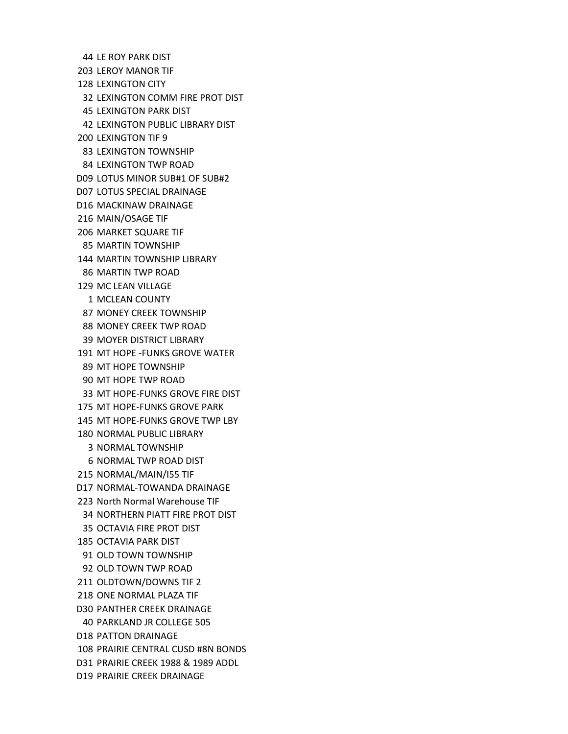44 LE ROY PARK DIST
203 LEROY MANOR TIF
128 LEXINGTON CITY
32 LEXINGTON COMM FIRE PROT DIST
45 LEXINGTON PARK DIST
42 LEXINGTON PUBLIC LIBRARY DIST
200 LEXINGTON TIF 9
83 LEXINGTON TOWNSHIP
84 LEXINGTON TWP ROAD
D09 LOTUS MINOR SUB#1 OF SUB#2
D07 LOTUS SPECIAL DRAINAGE
D16 MACKINAW DRAINAGE
216 MAIN/OSAGE TIF
206 MARKET SQUARE TIF
85 MARTIN TOWNSHIP
144 MARTIN TOWNSHIP LIBRARY
86 MARTIN TWP ROAD
129 MC LEAN VILLAGE
1 MCLEAN COUNTY
87 MONEY CREEK TOWNSHIP
88 MONEY CREEK TWP ROAD
39 MOYER DISTRICT LIBRARY
191 MT HOPE -FUNKS GROVE WATER
89 MT HOPE TOWNSHIP
90 MT HOPE TWP ROAD
33 MT HOPE-FUNKS GROVE FIRE DIST
175 MT HOPE-FUNKS GROVE PARK
145 MT HOPE-FUNKS GROVE TWP LBY
180 NORMAL PUBLIC LIBRARY
3 NORMAL TOWNSHIP
6 NORMAL TWP ROAD DIST
215 NORMAL/MAIN/I55 TIF
D17 NORMAL-TOWANDA DRAINAGE
223 North Normal Warehouse TIF
34 NORTHERN PIATT FIRE PROT DIST
35 OCTAVIA FIRE PROT DIST
185 OCTAVIA PARK DIST
91 OLD TOWN TOWNSHIP
92 OLD TOWN TWP ROAD
211 OLDTOWN/DOWNS TIF 2
218 ONE NORMAL PLAZA TIF
D30 PANTHER CREEK DRAINAGE
40 PARKLAND JR COLLEGE 505
D18 PATTON DRAINAGE
108 PRAIRIE CENTRAL CUSD #8N BONDS
D31 PRAIRIE CREEK 1988 & 1989 ADDL
D19 PRAIRIE CREEK DRAINAGE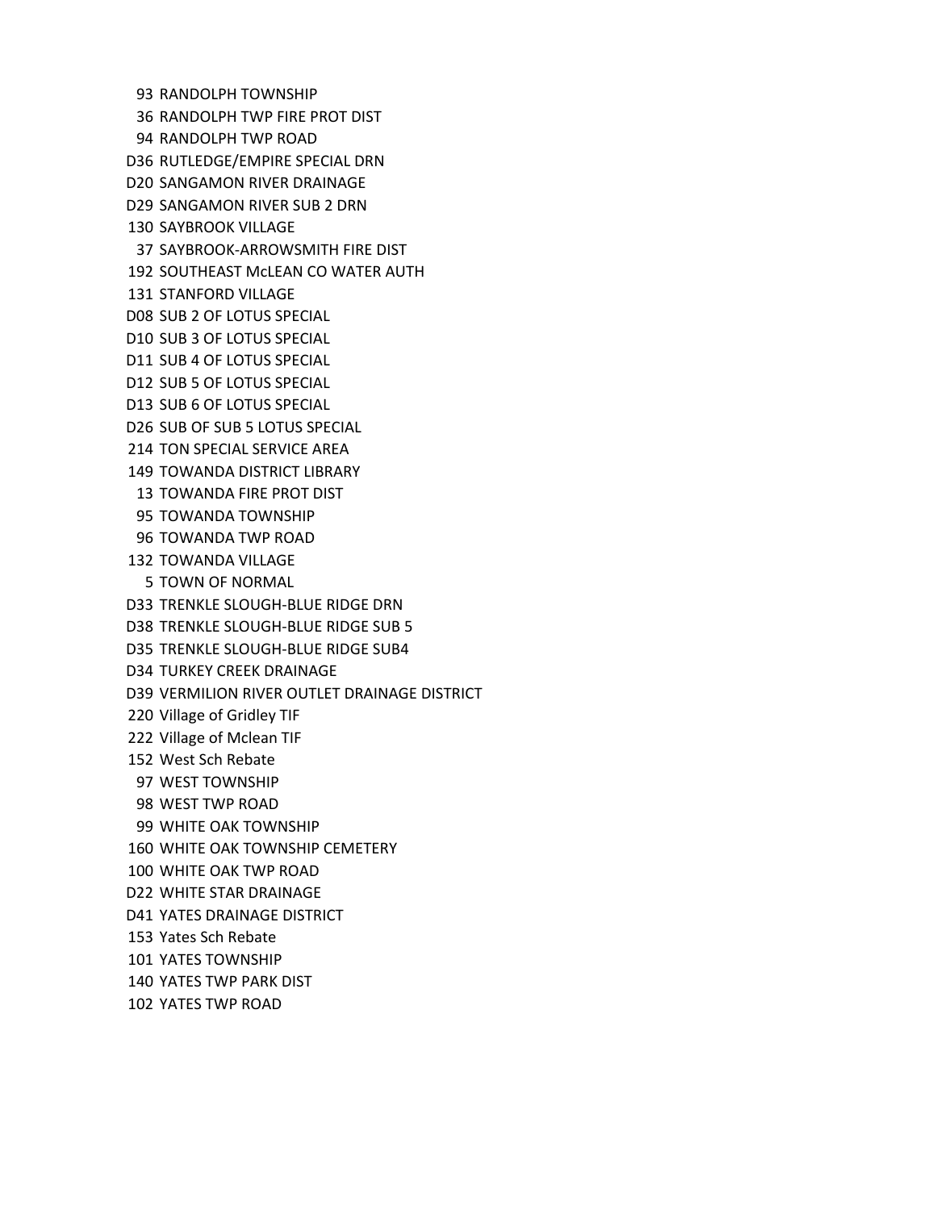93 RANDOLPH TOWNSHIP
36 RANDOLPH TWP FIRE PROT DIST
94 RANDOLPH TWP ROAD
D36 RUTLEDGE/EMPIRE SPECIAL DRN
D20 SANGAMON RIVER DRAINAGE
D29 SANGAMON RIVER SUB 2 DRN
130 SAYBROOK VILLAGE
37 SAYBROOK-ARROWSMITH FIRE DIST
192 SOUTHEAST McLEAN CO WATER AUTH
131 STANFORD VILLAGE
D08 SUB 2 OF LOTUS SPECIAL
D10 SUB 3 OF LOTUS SPECIAL
D11 SUB 4 OF LOTUS SPECIAL
D12 SUB 5 OF LOTUS SPECIAL
D13 SUB 6 OF LOTUS SPECIAL
D26 SUB OF SUB 5 LOTUS SPECIAL
214 TON SPECIAL SERVICE AREA
149 TOWANDA DISTRICT LIBRARY
13 TOWANDA FIRE PROT DIST
95 TOWANDA TOWNSHIP
96 TOWANDA TWP ROAD
132 TOWANDA VILLAGE
5 TOWN OF NORMAL
D33 TRENKLE SLOUGH-BLUE RIDGE DRN
D38 TRENKLE SLOUGH-BLUE RIDGE SUB 5
D35 TRENKLE SLOUGH-BLUE RIDGE SUB4
D34 TURKEY CREEK DRAINAGE
D39 VERMILION RIVER OUTLET DRAINAGE DISTRICT
220 Village of Gridley TIF
222 Village of Mclean TIF
152 West Sch Rebate
97 WEST TOWNSHIP
98 WEST TWP ROAD
99 WHITE OAK TOWNSHIP
160 WHITE OAK TOWNSHIP CEMETERY
100 WHITE OAK TWP ROAD
D22 WHITE STAR DRAINAGE
D41 YATES DRAINAGE DISTRICT
153 Yates Sch Rebate
101 YATES TOWNSHIP
140 YATES TWP PARK DIST
102 YATES TWP ROAD